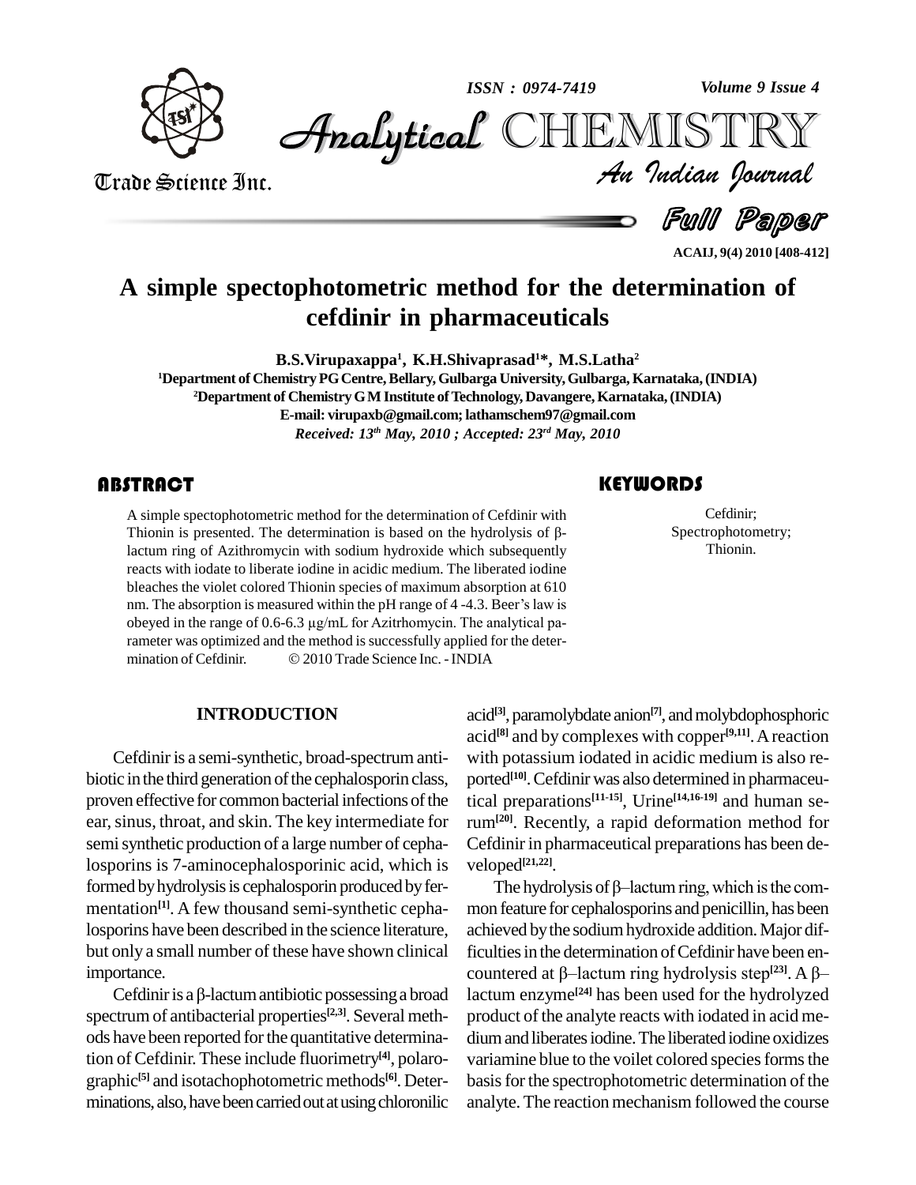# A simple spectophotometric method for the determination of cefdinir in pharmaceuticals

**B.S.Virupaxappa[1], K.H.Shivaprasad[1]\*, M.S.Latha[2]**

[1]Department of Chemistry PG Centre, Bellary, Gulbarga University, Gulbarga, Karnataka, (INDIA)
[2]Department of Chemistry G M Institute of Technology, Davangere, Karnataka, (INDIA)
E-mail: virupaxb@gmail.com; lathamschem97@gmail.com
*Received: 13th May, 2010 ; Accepted: 23rd May, 2010*

## ABSTRACT

A simple spectophotometric method for the determination of Cefdinir with Thionin is presented. The determination is based on the hydrolysis of β-lactum ring of Azithromycin with sodium hydroxide which subsequently reacts with iodate to liberate iodine in acidic medium. The liberated iodine bleaches the violet colored Thionin species of maximum absorption at 610 nm. The absorption is measured within the pH range of 4 -4.3. Beer's law is obeyed in the range of 0.6-6.3 µg/mL for Azitrhomycin. The analytical parameter was optimized and the method is successfully applied for the determination of Cefdinir. © 2010 Trade Science Inc. - INDIA

## KEYWORDS

Cefdinir;
Spectrophotometry;
Thionin.

## INTRODUCTION

Cefdinir is a semi-synthetic, broad-spectrum antibiotic in the third generation of the cephalosporin class, proven effective for common bacterial infections of the ear, sinus, throat, and skin. The key intermediate for semi synthetic production of a large number of cephalosporins is 7-aminocephalosporinic acid, which is formed by hydrolysis is cephalosporin produced by fermentation[1]. A few thousand semi-synthetic cephalosporins have been described in the science literature, but only a small number of these have shown clinical importance.

Cefdinir is a β-lactum antibiotic possessing a broad spectrum of antibacterial properties[2,3]. Several methods have been reported for the quantitative determination of Cefdinir. These include fluorimetry[4], polarographic[5] and isotachophotometric methods[6]. Determinations, also, have been carried out at using chloronilic acid[3], paramolybdate anion[7], and molybdophosphoric acid[8] and by complexes with copper[9,11]. A reaction with potassium iodated in acidic medium is also reported[10]. Cefdinir was also determined in pharmaceutical preparations[11-15], Urine[14,16-19] and human serum[20]. Recently, a rapid deformation method for Cefdinir in pharmaceutical preparations has been developed[21,22].

The hydrolysis of β–lactum ring, which is the common feature for cephalosporins and penicillin, has been achieved by the sodium hydroxide addition. Major difficulties in the determination of Cefdinir have been encountered at β–lactum ring hydrolysis step[23]. A β–lactum enzyme[24] has been used for the hydrolyzed product of the analyte reacts with iodated in acid medium and liberates iodine. The liberated iodine oxidizes variamine blue to the voilet colored species forms the basis for the spectrophotometric determination of the analyte. The reaction mechanism followed the course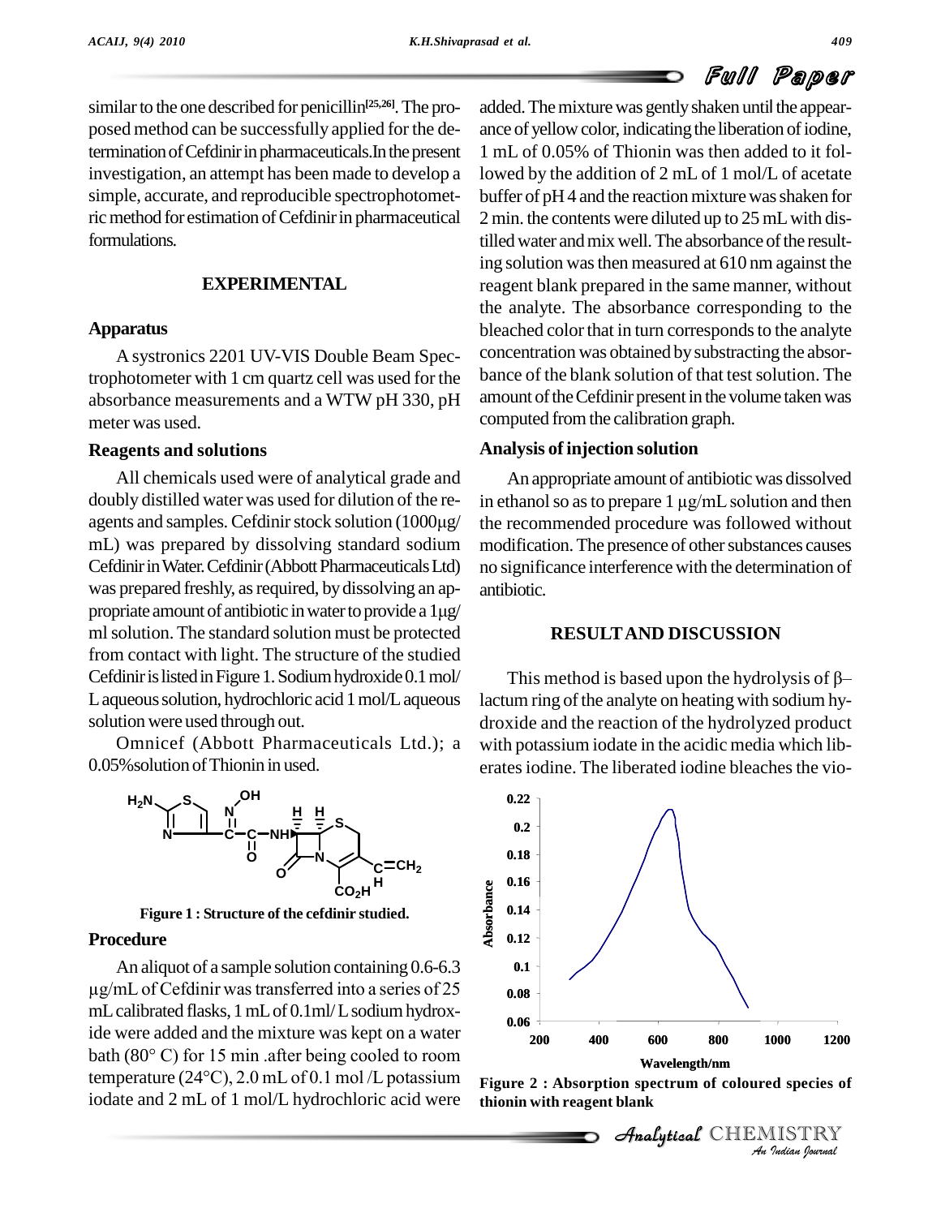similar to the one described for penicillin[25,26]. The proposed method can be successfully applied for the determination of Cefdinir in pharmaceuticals.In the present investigation, an attempt has been made to develop a simple, accurate, and reproducible spectrophotometric method for estimation of Cefdinir in pharmaceutical formulations.

## EXPERIMENTAL

### Apparatus

A systronics 2201 UV-VIS Double Beam Spectrophotometer with 1 cm quartz cell was used for the absorbance measurements and a WTW pH 330, pH meter was used.

### Reagents and solutions

All chemicals used were of analytical grade and doubly distilled water was used for dilution of the reagents and samples. Cefdinir stock solution (1000μg/mL) was prepared by dissolving standard sodium Cefdinir in Water. Cefdinir (Abbott Pharmaceuticals Ltd) was prepared freshly, as required, by dissolving an appropriate amount of antibiotic in water to provide a 1μg/ml solution. The standard solution must be protected from contact with light. The structure of the studied Cefdinir is listed in Figure 1. Sodium hydroxide 0.1 mol/L aqueous solution, hydrochloric acid 1 mol/L aqueous solution were used through out.

Omnicef (Abbott Pharmaceuticals Ltd.); a 0.05%solution of Thionin in used.

**Figure 1 : Structure of the cefdinir studied.**

### Procedure

An aliquot of a sample solution containing 0.6-6.3 μg/mL of Cefdinir was transferred into a series of 25 mL calibrated flasks, 1 mL of 0.1ml/ L sodium hydroxide were added and the mixture was kept on a water bath (80° C) for 15 min .after being cooled to room temperature (24°C), 2.0 mL of 0.1 mol /L potassium iodate and 2 mL of 1 mol/L hydrochloric acid were added. The mixture was gently shaken until the appearance of yellow color, indicating the liberation of iodine, 1 mL of 0.05% of Thionin was then added to it followed by the addition of 2 mL of 1 mol/L of acetate buffer of pH 4 and the reaction mixture was shaken for 2 min. the contents were diluted up to 25 mL with distilled water and mix well. The absorbance of the resulting solution was then measured at 610 nm against the reagent blank prepared in the same manner, without the analyte. The absorbance corresponding to the bleached color that in turn corresponds to the analyte concentration was obtained by substracting the absorbance of the blank solution of that test solution. The amount of the Cefdinir present in the volume taken was computed from the calibration graph.

### Analysis of injection solution

An appropriate amount of antibiotic was dissolved in ethanol so as to prepare 1 μg/mL solution and then the recommended procedure was followed without modification. The presence of other substances causes no significance interference with the determination of antibiotic.

## RESULT AND DISCUSSION

This method is based upon the hydrolysis of β–lactum ring of the analyte on heating with sodium hydroxide and the reaction of the hydrolyzed product with potassium iodate in the acidic media which liberates iodine. The liberated iodine bleaches the vio-

**Figure 2 : Absorption spectrum of coloured species of thionin with reagent blank**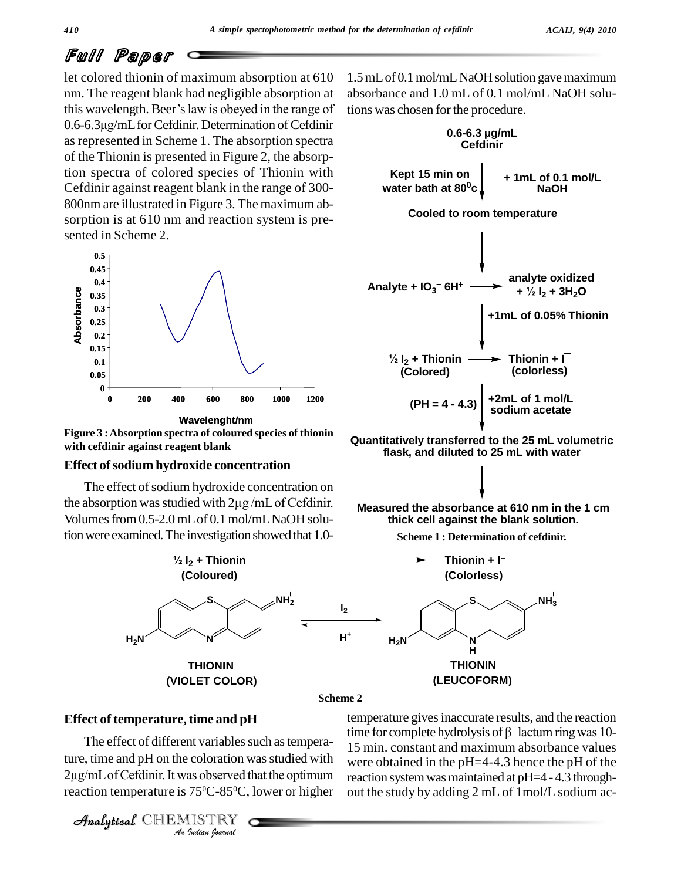let colored thionin of maximum absorption at 610 nm. The reagent blank had negligible absorption at this wavelength. Beer's law is obeyed in the range of 0.6-6.3µg/mL for Cefdinir. Determination of Cefdinir as represented in Scheme 1. The absorption spectra of the Thionin is presented in Figure 2, the absorption spectra of colored species of Thionin with Cefdinir against reagent blank in the range of 300-800nm are illustrated in Figure 3. The maximum absorption is at 610 nm and reaction system is presented in Scheme 2.

**Figure 3 : Absorption spectra of coloured species of thionin with cefdinir against reagent blank**

## Effect of sodium hydroxide concentration

The effect of sodium hydroxide concentration on the absorption was studied with 2µg /mL of Cefdinir. Volumes from 0.5-2.0 mL of 0.1 mol/mL NaOH solution were examined. The investigation showed that 1.0-1.5 mL of 0.1 mol/mL NaOH solution gave maximum absorbance and 1.0 mL of 0.1 mol/mL NaOH solutions was chosen for the procedure.

**Scheme 1 : Determination of cefdinir.**

**Scheme 2**

## Effect of temperature, time and pH

The effect of different variables such as temperature, time and pH on the coloration was studied with 2µg/mL of Cefdinir. It was observed that the optimum reaction temperature is $75^0C$-$85^0C$, lower or higher temperature gives inaccurate results, and the reaction time for complete hydrolysis of β–lactum ring was 10-15 min. constant and maximum absorbance values were obtained in the pH=4-4.3 hence the pH of the reaction system was maintained at pH=4 - 4.3 throughout the study by adding 2 mL of 1mol/L sodium ac-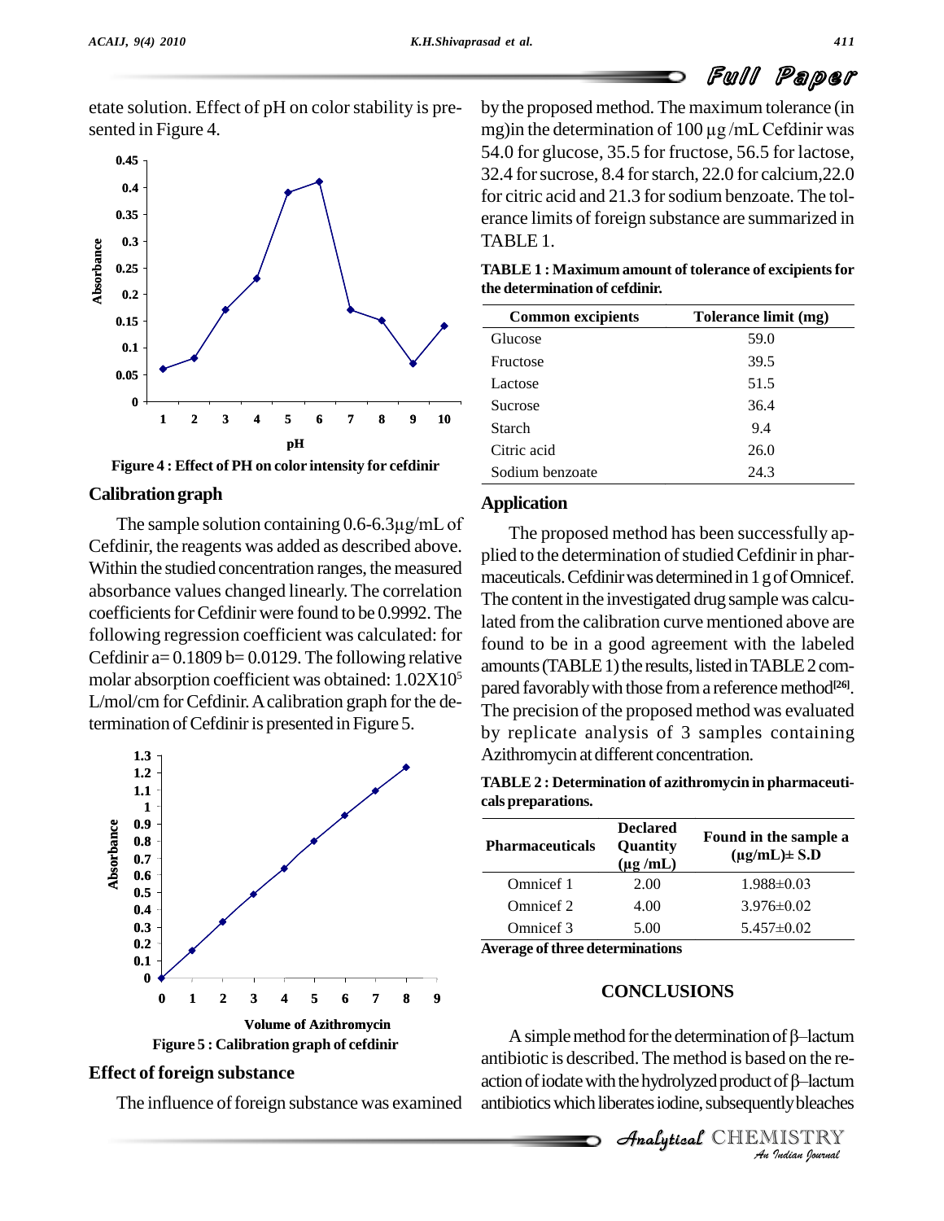etate solution. Effect of pH on color stability is presented in Figure 4.

Figure 4 : Effect of PH on color intensity for cefdinir

## Calibration graph

The sample solution containing 0.6-6.3µg/mL of Cefdinir, the reagents was added as described above. Within the studied concentration ranges, the measured absorbance values changed linearly. The correlation coefficients for Cefdinir were found to be 0.9992. The following regression coefficient was calculated: for Cefdinir a= 0.1809 b= 0.0129. The following relative molar absorption coefficient was obtained: $1.02X10^5$ L/mol/cm for Cefdinir. A calibration graph for the determination of Cefdinir is presented in Figure 5.

Figure 5 : Calibration graph of cefdinir

## Effect of foreign substance

The influence of foreign substance was examined by the proposed method. The maximum tolerance (in mg)in the determination of 100 µg /mL Cefdinir was 54.0 for glucose, 35.5 for fructose, 56.5 for lactose, 32.4 for sucrose, 8.4 for starch, 22.0 for calcium,22.0 for citric acid and 21.3 for sodium benzoate. The tolerance limits of foreign substance are summarized in TABLE 1.

**TABLE 1 : Maximum amount of tolerance of excipients for the determination of cefdinir.**

| Common excipients | Tolerance limit (mg) |
|---|---|
| Glucose | 59.0 |
| Fructose | 39.5 |
| Lactose | 51.5 |
| Sucrose | 36.4 |
| Starch | 9.4 |
| Citric acid | 26.0 |
| Sodium benzoate | 24.3 |

## Application

The proposed method has been successfully applied to the determination of studied Cefdinir in pharmaceuticals. Cefdinir was determined in 1 g of Omnicef. The content in the investigated drug sample was calculated from the calibration curve mentioned above are found to be in a good agreement with the labeled amounts (TABLE 1) the results, listed in TABLE 2 compared favorably with those from a reference method[26]. The precision of the proposed method was evaluated by replicate analysis of 3 samples containing Azithromycin at different concentration.

**TABLE 2 : Determination of azithromycin in pharmaceuticals preparations.**

| Pharmaceuticals | Declared Quantity (µg /mL) | Found in the sample a (µg/mL)± S.D |
|---|---|---|
| Omnicef 1 | 2.00 | 1.988±0.03 |
| Omnicef 2 | 4.00 | 3.976±0.02 |
| Omnicef 3 | 5.00 | 5.457±0.02 |

**Average of three determinations**

## CONCLUSIONS

A simple method for the determination of β–lactum antibiotic is described. The method is based on the reaction of iodate with the hydrolyzed product of β–lactum antibiotics which liberates iodine, subsequently bleaches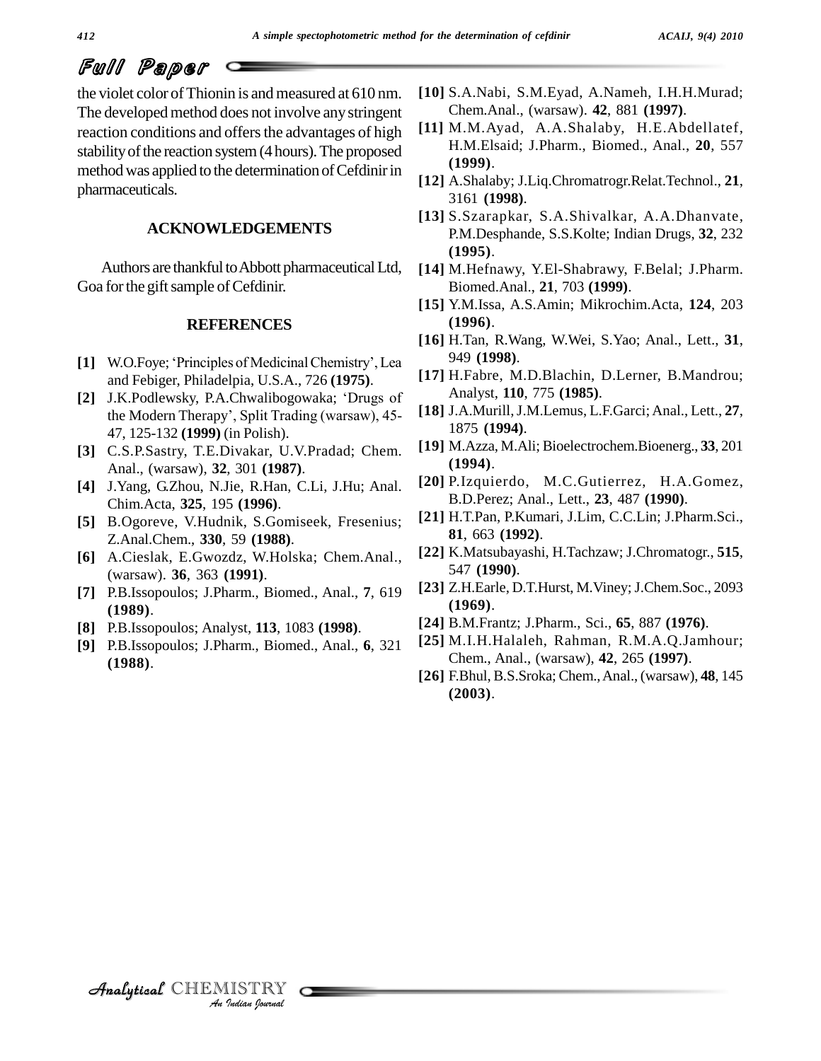the violet color of Thionin is and measured at 610 nm. The developed method does not involve any stringent reaction conditions and offers the advantages of high stability of the reaction system (4 hours). The proposed method was applied to the determination of Cefdinir in pharmaceuticals.

## ACKNOWLEDGEMENTS

Authors are thankful to Abbott pharmaceutical Ltd, Goa for the gift sample of Cefdinir.

## REFERENCES

**[1]** W.O.Foye; 'Principles of Medicinal Chemistry', Lea and Febiger, Philadelpia, U.S.A., 726 **(1975)**.

**[2]** J.K.Podlewsky, P.A.Chwalibogowaka; 'Drugs of the Modern Therapy', Split Trading (warsaw), 45-47, 125-132 **(1999)** (in Polish).

**[3]** C.S.P.Sastry, T.E.Divakar, U.V.Pradad; Chem. Anal., (warsaw), **32**, 301 **(1987)**.

**[4]** J.Yang, G.Zhou, N.Jie, R.Han, C.Li, J.Hu; Anal. Chim.Acta, **325**, 195 **(1996)**.

**[5]** B.Ogoreve, V.Hudnik, S.Gomiseek, Fresenius; Z.Anal.Chem., **330**, 59 **(1988)**.

**[6]** A.Cieslak, E.Gwozdz, W.Holska; Chem.Anal., (warsaw). **36**, 363 **(1991)**.

**[7]** P.B.Issopoulos; J.Pharm., Biomed., Anal., **7**, 619 **(1989)**.

**[8]** P.B.Issopoulos; Analyst, **113**, 1083 **(1998)**.

**[9]** P.B.Issopoulos; J.Pharm., Biomed., Anal., **6**, 321 **(1988)**.

**[10]** S.A.Nabi, S.M.Eyad, A.Nameh, I.H.H.Murad; Chem.Anal., (warsaw). **42**, 881 **(1997)**.

**[11]** M.M.Ayad, A.A.Shalaby, H.E.Abdellatef, H.M.Elsaid; J.Pharm., Biomed., Anal., **20**, 557 **(1999)**.

**[12]** A.Shalaby; J.Liq.Chromatogr.Relat.Technol., **21**, 3161 **(1998)**.

**[13]** S.Szarapkar, S.A.Shivalkar, A.A.Dhanvate, P.M.Desphande, S.S.Kolte; Indian Drugs, **32**, 232 **(1995)**.

**[14]** M.Hefnawy, Y.El-Shabrawy, F.Belal; J.Pharm. Biomed.Anal., **21**, 703 **(1999)**.

**[15]** Y.M.Issa, A.S.Amin; Mikrochim.Acta, **124**, 203 **(1996)**.

**[16]** H.Tan, R.Wang, W.Wei, S.Yao; Anal., Lett., **31**, 949 **(1998)**.

**[17]** H.Fabre, M.D.Blachin, D.Lerner, B.Mandrou; Analyst, **110**, 775 **(1985)**.

**[18]** J.A.Murill, J.M.Lemus, L.F.Garci; Anal., Lett., **27**, 1875 **(1994)**.

**[19]** M.Azza, M.Ali; Bioelectrochem.Bioenerg., **33**, 201 **(1994)**.

**[20]** P.Izquierdo, M.C.Gutierrez, H.A.Gomez, B.D.Perez; Anal., Lett., **23**, 487 **(1990)**.

**[21]** H.T.Pan, P.Kumari, J.Lim, C.C.Lin; J.Pharm.Sci., **81**, 663 **(1992)**.

**[22]** K.Matsubayashi, H.Tachzaw; J.Chromatogr., **515**, 547 **(1990)**.

**[23]** Z.H.Earle, D.T.Hurst, M.Viney; J.Chem.Soc., 2093 **(1969)**.

**[24]** B.M.Frantz; J.Pharm., Sci., **65**, 887 **(1976)**.

**[25]** M.I.H.Halaleh, Rahman, R.M.A.Q.Jamhour; Chem., Anal., (warsaw), **42**, 265 **(1997)**.

**[26]** F.Bhul, B.S.Sroka; Chem., Anal., (warsaw), **48**, 145 **(2003)**.